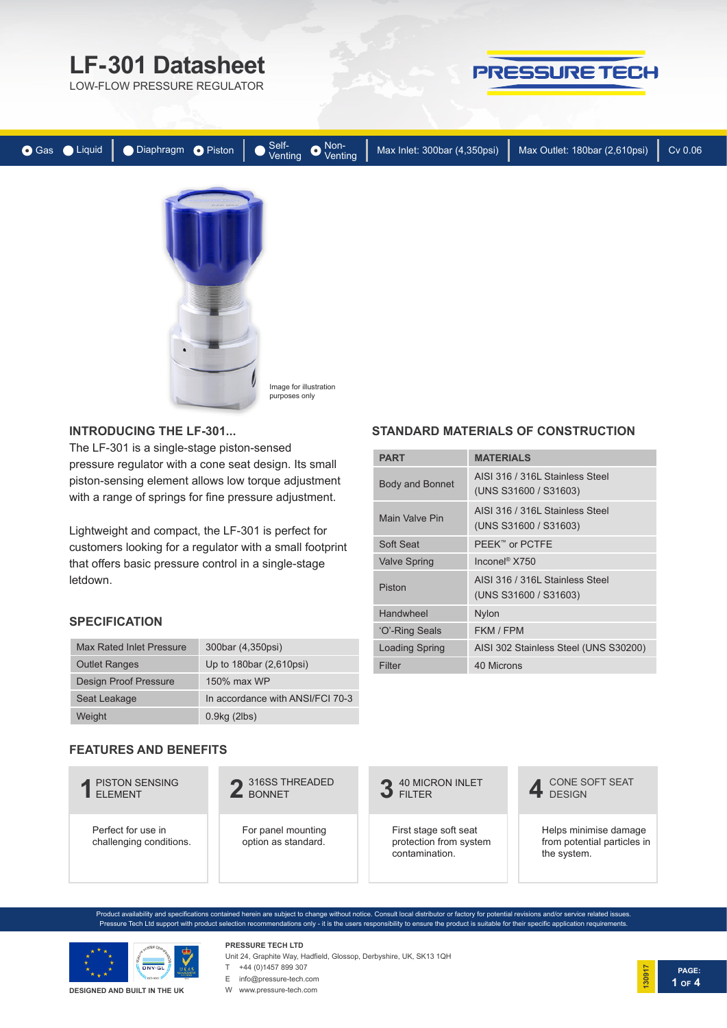# LF-301 Datasheet

LOW-FLOW PRESSURE REGULATOR

PRESSURE TECH

● Gas ○ Liquid | ○ Diaphragm ● Piston | ○ Self-Venting ● Non-Venting | Max Inlet: 300bar (4,350psi) | Max Outlet: 180bar (2,610psi) | Cv 0.06

Image for illustration purposes only

## INTRODUCING THE LF-301...

The LF-301 is a single-stage piston-sensed pressure regulator with a cone seat design. Its small piston-sensing element allows low torque adjustment with a range of springs for fine pressure adjustment.

Lightweight and compact, the LF-301 is perfect for customers looking for a regulator with a small footprint that offers basic pressure control in a single-stage letdown.

## SPECIFICATION

| | |
|---|---|
| Max Rated Inlet Pressure | 300bar (4,350psi) |
| Outlet Ranges | Up to 180bar (2,610psi) |
| Design Proof Pressure | 150% max WP |
| Seat Leakage | In accordance with ANSI/FCI 70-3 |
| Weight | 0.9kg (2lbs) |

## STANDARD MATERIALS OF CONSTRUCTION

| PART | MATERIALS |
|---|---|
| Body and Bonnet | AISI 316 / 316L Stainless Steel (UNS S31600 / S31603) |
| Main Valve Pin | AISI 316 / 316L Stainless Steel (UNS S31600 / S31603) |
| Soft Seat | PEEK™ or PCTFE |
| Valve Spring | Inconel® X750 |
| Piston | AISI 316 / 316L Stainless Steel (UNS S31600 / S31603) |
| Handwheel | Nylon |
| 'O'-Ring Seals | FKM / FPM |
| Loading Spring | AISI 302 Stainless Steel (UNS S30200) |
| Filter | 40 Microns |

## FEATURES AND BENEFITS

**1 PISTON SENSING ELEMENT**

Perfect for use in challenging conditions.

**2 316SS THREADED BONNET**

For panel mounting option as standard.

**3 40 MICRON INLET FILTER**

First stage soft seat protection from system contamination.

**4 CONE SOFT SEAT DESIGN**

Helps minimise damage from potential particles in the system.

Product availability and specifications contained herein are subject to change without notice. Consult local distributor or factory for potential revisions and/or service related issues. Pressure Tech Ltd support with product selection recommendations only - it is the users responsibility to ensure the product is suitable for their specific application requirements.

DESIGNED AND BUILT IN THE UK

**PRESSURE TECH LTD**
Unit 24, Graphite Way, Hadfield, Glossop, Derbyshire, UK, SK13 1QH
T +44 (0)1457 899 307
E info@pressure-tech.com
W www.pressure-tech.com

130917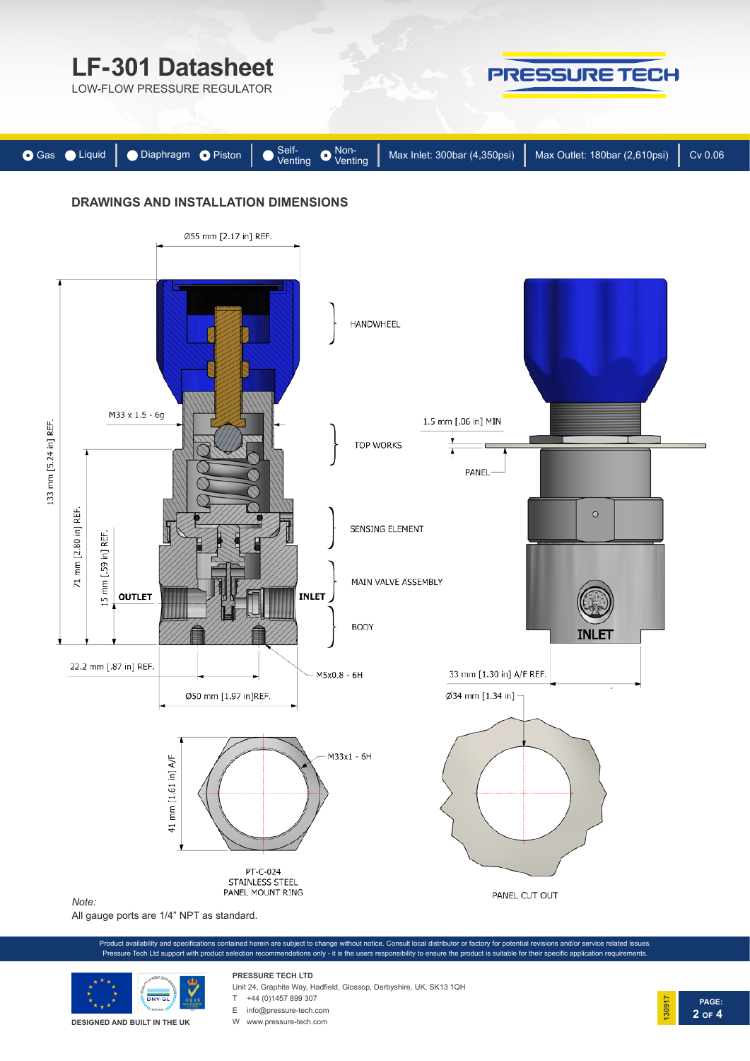# LF-301 Datasheet

LOW-FLOW PRESSURE REGULATOR

PRESSURE TECH

| Gas / Liquid | Diaphragm / Piston | Self-Venting / Non-Venting | Max Inlet: 300bar (4,350psi) | Max Outlet: 180bar (2,610psi) | Cv 0.06 |
| --- | --- | --- | --- | --- | --- |

## DRAWINGS AND INSTALLATION DIMENSIONS

Ø55 mm [2.17 in] REF.

HANDWHEEL

M33 x 1.5 - 6g

TOP WORKS

1.5 mm [.06 in] MIN

PANEL

133 mm [5.24 in] REF.

71 mm [2.80 in] REF.

15 mm [.59 in] REF.

SENSING ELEMENT

MAIN VALVE ASSEMBLY

OUTLET

INLET

BODY

INLET

22.2 mm [.87 in] REF.

M5x0.8 - 6H

33 mm [1.30 in] A/F REF.

Ø50 mm [1.97 in]REF.

Ø34 mm [1.34 in]

41 mm [1.61 in] A/F

M33x1 - 6H

PT-C-024
STAINLESS STEEL
PANEL MOUNT RING

PANEL CUT OUT

*Note:*

All gauge ports are 1/4" NPT as standard.

Product availability and specifications contained herein are subject to change without notice. Consult local distributor or factory for potential revisions and/or service related issues. Pressure Tech Ltd support with product selection recommendations only - it is the users responsibility to ensure the product is suitable for their specific application requirements.

DESIGNED AND BUILT IN THE UK

**PRESSURE TECH LTD**
Unit 24, Graphite Way, Hadfield, Glossop, Derbyshire, UK, SK13 1QH
T +44 (0)1457 899 307
E info@pressure-tech.com
W www.pressure-tech.com

130917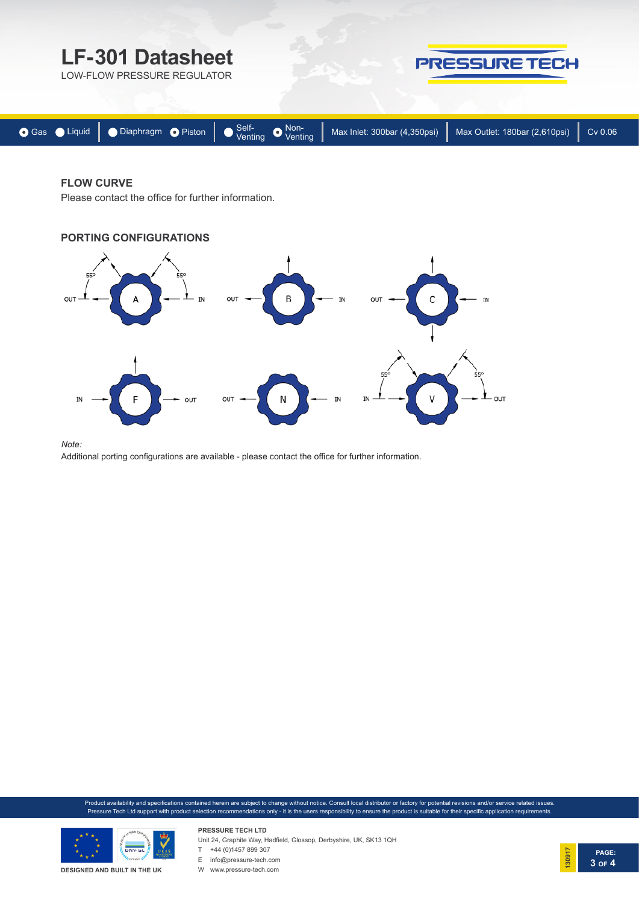# LF-301 Datasheet

LOW-FLOW PRESSURE REGULATOR

Gas | Liquid | Diaphragm | Piston | Self-Venting | Non-Venting | Max Inlet: 300bar (4,350psi) | Max Outlet: 180bar (2,610psi) | Cv 0.06

## FLOW CURVE

Please contact the office for further information.

## PORTING CONFIGURATIONS

*Note:*

Additional porting configurations are available - please contact the office for further information.

Product availability and specifications contained herein are subject to change without notice. Consult local distributor or factory for potential revisions and/or service related issues. Pressure Tech Ltd support with product selection recommendations only - it is the users responsibility to ensure the product is suitable for their specific application requirements.

DESIGNED AND BUILT IN THE UK

**PRESSURE TECH LTD**
Unit 24, Graphite Way, Hadfield, Glossop, Derbyshire, UK, SK13 1QH
T +44 (0)1457 899 307
E info@pressure-tech.com
W www.pressure-tech.com

130917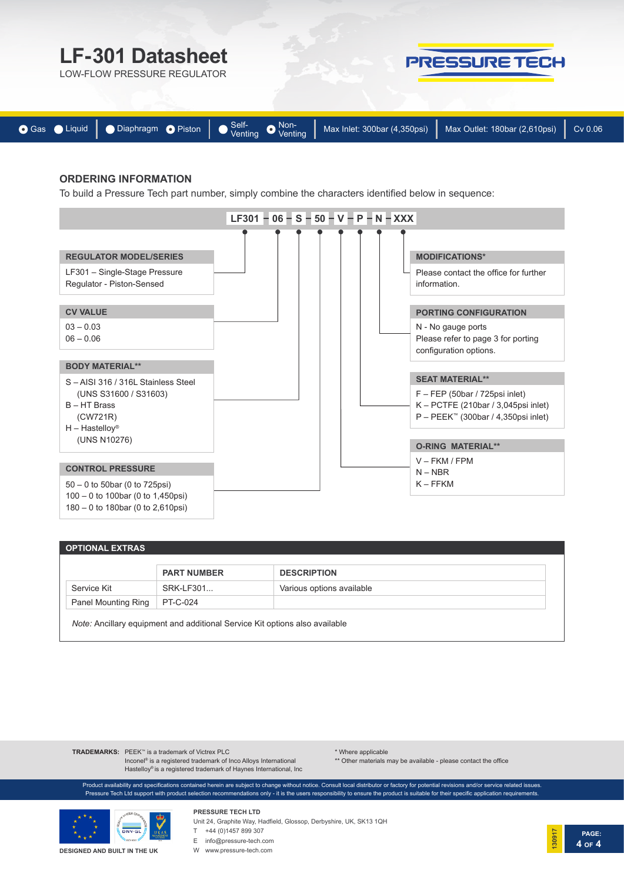# LF-301 Datasheet

LOW-FLOW PRESSURE REGULATOR

PRESSURE TECH

● Gas ● Liquid | ● Diaphragm ● Piston | ● Self-Venting ● Non-Venting | Max Inlet: 300bar (4,350psi) | Max Outlet: 180bar (2,610psi) | Cv 0.06

## ORDERING INFORMATION

To build a Pressure Tech part number, simply combine the characters identified below in sequence:

**LF301 – 06 – S – 50 – V – P – N – XXX**

### REGULATOR MODEL/SERIES

LF301 – Single-Stage Pressure Regulator - Piston-Sensed

### CV VALUE

03 – 0.03
06 – 0.06

### BODY MATERIAL**

S – AISI 316 / 316L Stainless Steel (UNS S31600 / S31603)
B – HT Brass (CW721R)
H – Hastelloy® (UNS N10276)

### CONTROL PRESSURE

50 – 0 to 50bar (0 to 725psi)
100 – 0 to 100bar (0 to 1,450psi)
180 – 0 to 180bar (0 to 2,610psi)

### MODIFICATIONS*

Please contact the office for further information.

### PORTING CONFIGURATION

N - No gauge ports
Please refer to page 3 for porting configuration options.

### SEAT MATERIAL**

F – FEP (50bar / 725psi inlet)
K – PCTFE (210bar / 3,045psi inlet)
P – PEEK™ (300bar / 4,350psi inlet)

### O-RING MATERIAL**

V – FKM / FPM
N – NBR
K – FFKM

## OPTIONAL EXTRAS

| | PART NUMBER | DESCRIPTION |
|---|---|---|
| Service Kit | SRK-LF301... | Various options available |
| Panel Mounting Ring | PT-C-024 | |

*Note:* Ancillary equipment and additional Service Kit options also available

**TRADEMARKS:** PEEK™ is a trademark of Victrex PLC
Inconel® is a registered trademark of Inco Alloys International
Hastelloy® is a registered trademark of Haynes International, Inc

\* Where applicable
** Other materials may be available - please contact the office

Product availability and specifications contained herein are subject to change without notice. Consult local distributor or factory for potential revisions and/or service related issues. Pressure Tech Ltd support with product selection recommendations only - it is the users responsibility to ensure the product is suitable for their specific application requirements.

DESIGNED AND BUILT IN THE UK

**PRESSURE TECH LTD**
Unit 24, Graphite Way, Hadfield, Glossop, Derbyshire, UK, SK13 1QH
T +44 (0)1457 899 307
E info@pressure-tech.com
W www.pressure-tech.com

130917